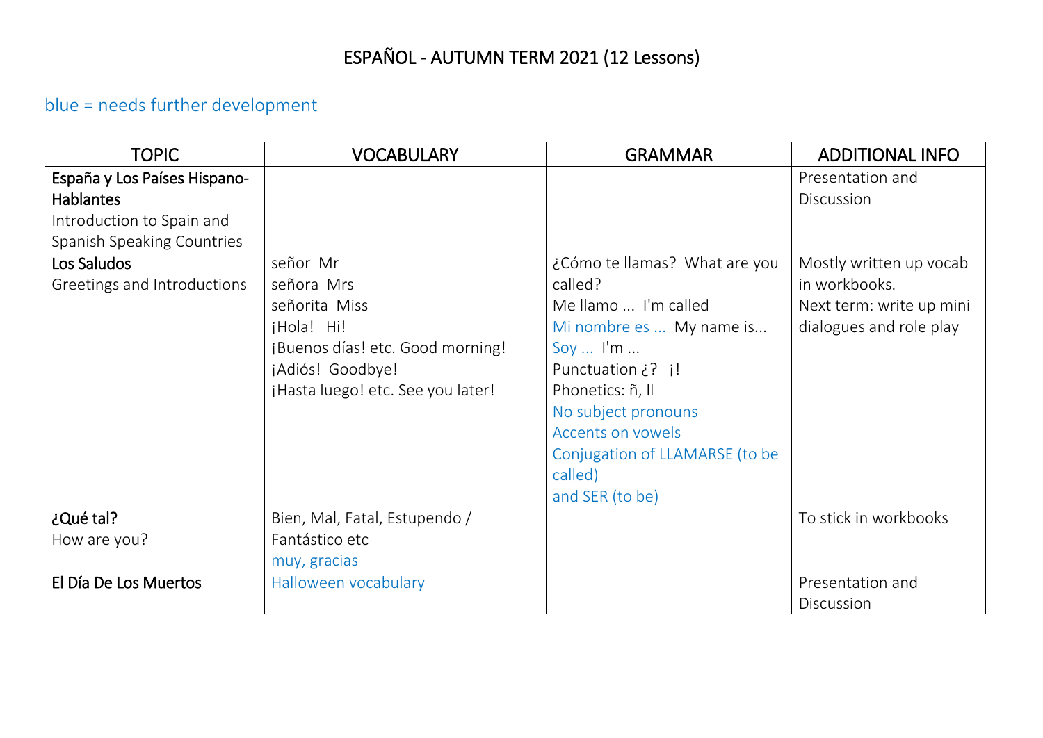# ESPAÑOL - AUTUMN TERM 2021 (12 Lessons)

blue = needs further development

| TOPIC | VOCABULARY | GRAMMAR | ADDITIONAL INFO |
|---|---|---|---|
| **España y Los Países Hispano-Hablantes**<br>Introduction to Spain and Spanish Speaking Countries | | | Presentation and Discussion |
| **Los Saludos**<br>Greetings and Introductions | señor Mr<br>señora Mrs<br>señorita Miss<br>¡Hola! Hi!<br>¡Buenos días! etc. Good morning!<br>¡Adiós! Goodbye!<br>¡Hasta luego! etc. See you later! | ¿Cómo te llamas? What are you called?<br>Me llamo ... I'm called<br>Mi nombre es ... My name is...<br>Soy ... I'm ...<br>Punctuation ¿? ¡!<br>Phonetics: ñ, ll<br>No subject pronouns<br>Accents on vowels<br>Conjugation of LLAMARSE (to be called)<br>and SER (to be) | Mostly written up vocab in workbooks.<br>Next term: write up mini dialogues and role play |
| **¿Qué tal?**<br>How are you? | Bien, Mal, Fatal, Estupendo / Fantástico etc<br>muy, gracias | | To stick in workbooks |
| **El Día De Los Muertos** | Halloween vocabulary | | Presentation and Discussion |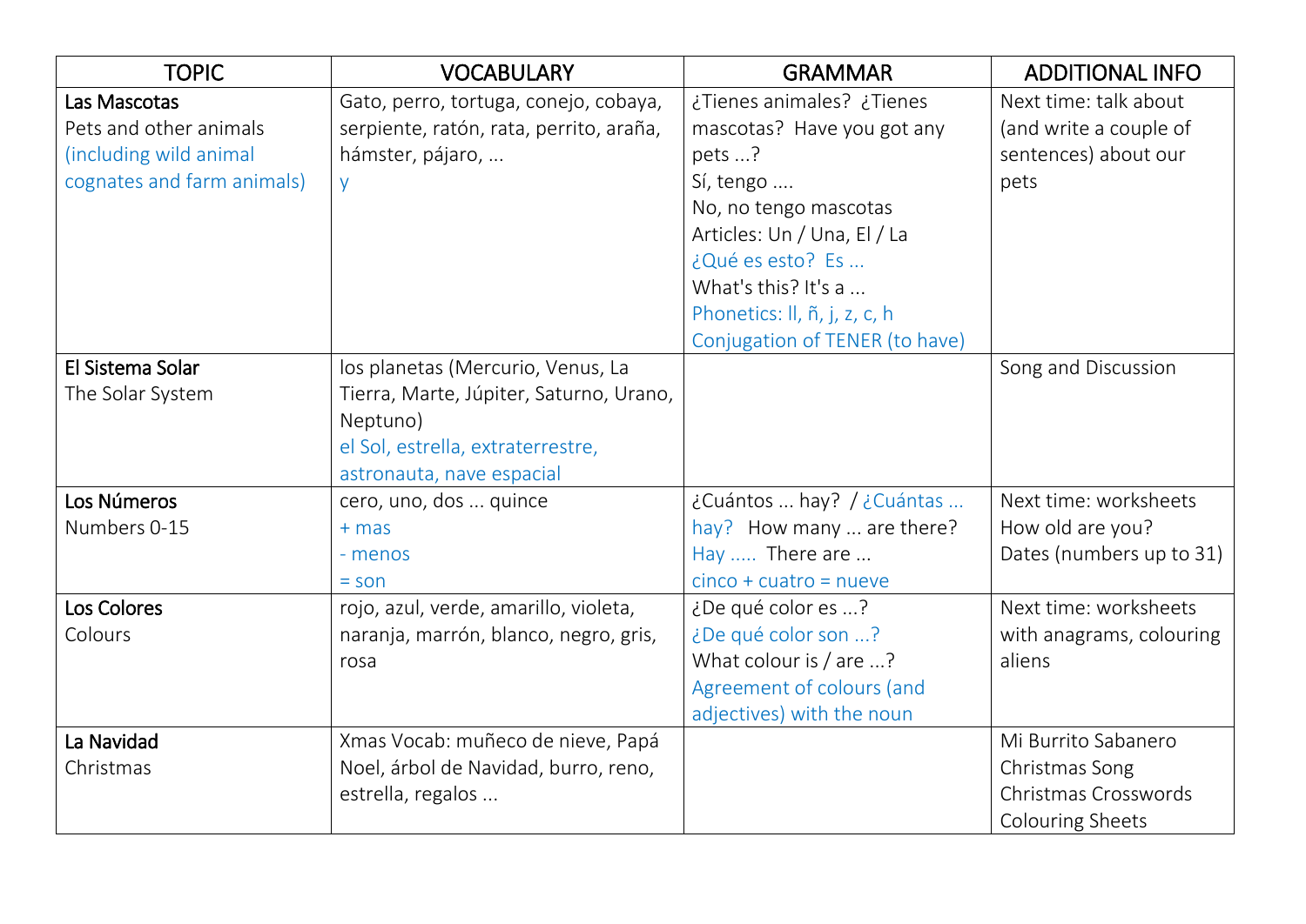| TOPIC | VOCABULARY | GRAMMAR | ADDITIONAL INFO |
|---|---|---|---|
| Las Mascotas<br>Pets and other animals<br>(including wild animal cognates and farm animals) | Gato, perro, tortuga, conejo, cobaya, serpiente, ratón, rata, perrito, araña, hámster, pájaro, ...<br>y | ¿Tienes animales? ¿Tienes mascotas? Have you got any pets ...?<br>Sí, tengo ....<br>No, no tengo mascotas<br>Articles: Un / Una, El / La<br>¿Qué es esto? Es ...<br>What's this? It's a ...<br>Phonetics: ll, ñ, j, z, c, h<br>Conjugation of TENER (to have) | Next time: talk about (and write a couple of sentences) about our pets |
| El Sistema Solar<br>The Solar System | los planetas (Mercurio, Venus, La Tierra, Marte, Júpiter, Saturno, Urano, Neptuno)<br>el Sol, estrella, extraterrestre, astronauta, nave espacial | | Song and Discussion |
| Los Números<br>Numbers 0-15 | cero, uno, dos ... quince<br>+ mas<br>- menos<br>= son | ¿Cuántos ... hay? / ¿Cuántas ... hay? How many ... are there?<br>Hay ..... There are ...<br>cinco + cuatro = nueve | Next time: worksheets<br>How old are you?<br>Dates (numbers up to 31) |
| Los Colores<br>Colours | rojo, azul, verde, amarillo, violeta, naranja, marrón, blanco, negro, gris, rosa | ¿De qué color es ...?<br>¿De qué color son ...?<br>What colour is / are ...?<br>Agreement of colours (and adjectives) with the noun | Next time: worksheets with anagrams, colouring aliens |
| La Navidad<br>Christmas | Xmas Vocab: muñeco de nieve, Papá Noel, árbol de Navidad, burro, reno, estrella, regalos ... | | Mi Burrito Sabanero Christmas Song<br>Christmas Crosswords<br>Colouring Sheets |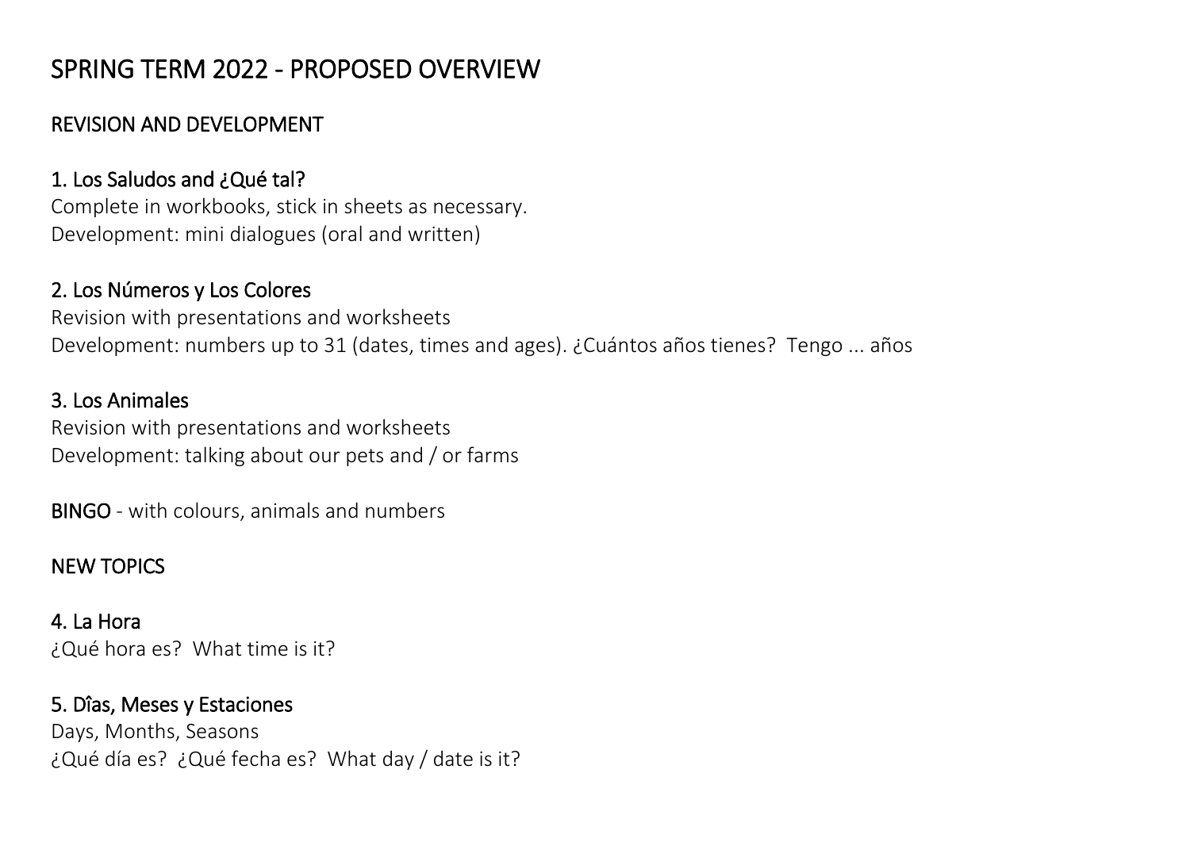# SPRING TERM 2022 - PROPOSED OVERVIEW

## REVISION AND DEVELOPMENT

### 1. Los Saludos and ¿Qué tal?

Complete in workbooks, stick in sheets as necessary.
Development: mini dialogues (oral and written)

### 2. Los Números y Los Colores

Revision with presentations and worksheets
Development: numbers up to 31 (dates, times and ages). ¿Cuántos años tienes?  Tengo ... años

### 3. Los Animales

Revision with presentations and worksheets
Development: talking about our pets and / or farms

**BINGO** - with colours, animals and numbers

## NEW TOPICS

### 4. La Hora

¿Qué hora es?  What time is it?

### 5. Dîas, Meses y Estaciones

Days, Months, Seasons
¿Qué día es?  ¿Qué fecha es?  What day / date is it?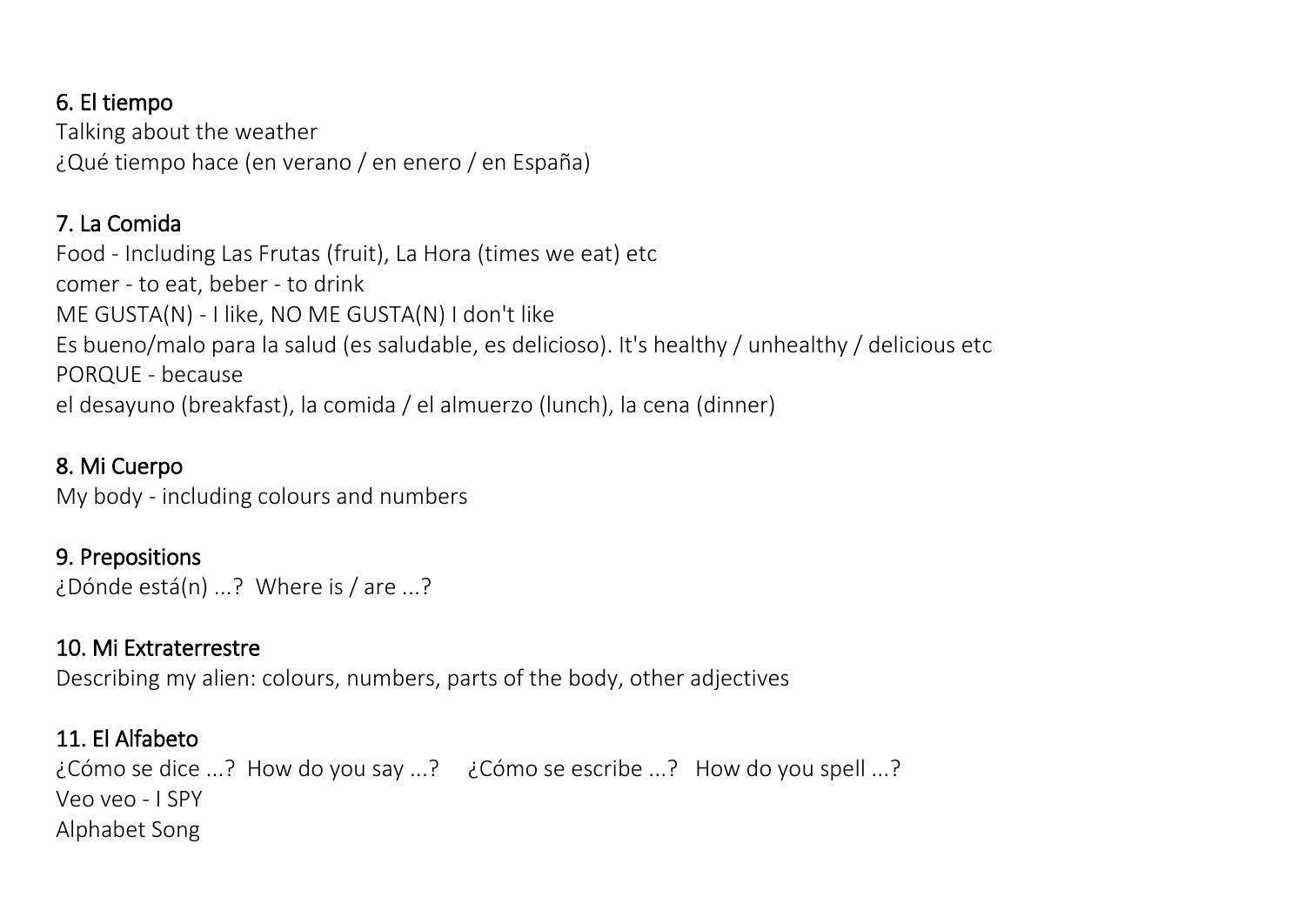### 6. El tiempo

Talking about the weather
¿Qué tiempo hace (en verano / en enero / en España)

### 7. La Comida

Food - Including Las Frutas (fruit), La Hora (times we eat) etc
comer - to eat, beber - to drink
ME GUSTA(N) - I like, NO ME GUSTA(N) I don't like
Es bueno/malo para la salud (es saludable, es delicioso). It's healthy / unhealthy / delicious etc
PORQUE - because
el desayuno (breakfast), la comida / el almuerzo (lunch), la cena (dinner)

### 8. Mi Cuerpo

My body - including colours and numbers

### 9. Prepositions

¿Dónde está(n) ...? Where is / are ...?

### 10. Mi Extraterrestre

Describing my alien: colours, numbers, parts of the body, other adjectives

### 11. El Alfabeto

¿Cómo se dice ...? How do you say ...? ¿Cómo se escribe ...? How do you spell ...?
Veo veo - I SPY
Alphabet Song